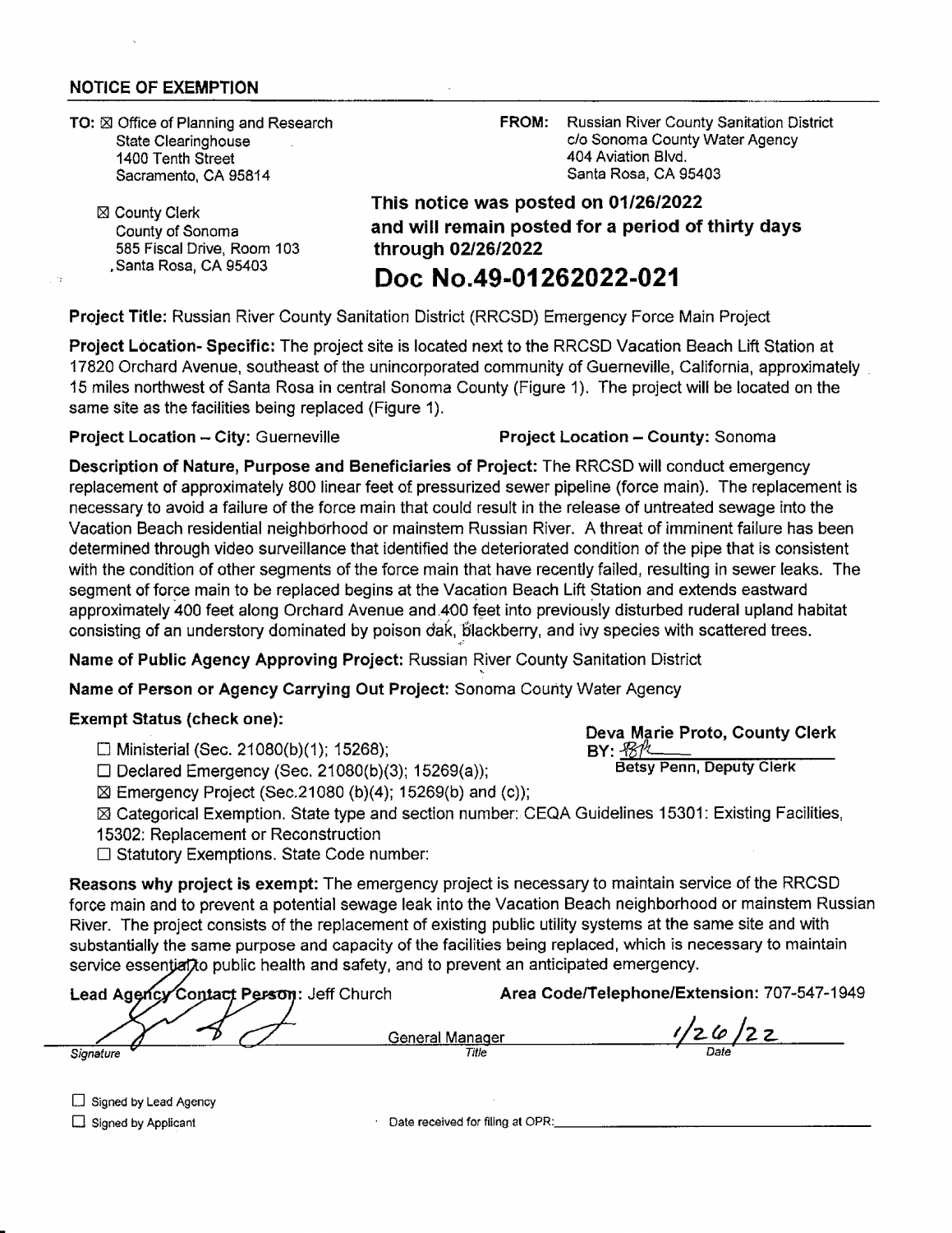## NOTICE OF EXEMPTION

**TO:** ☒ Office of Planning and Research
State Clearinghouse
1400 Tenth Street
Sacramento, CA 95814

☒ County Clerk
County of Sonoma
585 Fiscal Drive, Room 103
Santa Rosa, CA 95403

**FROM:** Russian River County Sanitation District
c/o Sonoma County Water Agency
404 Aviation Blvd.
Santa Rosa, CA 95403

**This notice was posted on 01/26/2022 and will remain posted for a period of thirty days through 02/26/2022**

## Doc No.49-01262022-021

**Project Title:** Russian River County Sanitation District (RRCSD) Emergency Force Main Project

**Project Location- Specific:** The project site is located next to the RRCSD Vacation Beach Lift Station at 17820 Orchard Avenue, southeast of the unincorporated community of Guerneville, California, approximately 15 miles northwest of Santa Rosa in central Sonoma County (Figure 1). The project will be located on the same site as the facilities being replaced (Figure 1).

**Project Location – City:** Guerneville **Project Location – County:** Sonoma

**Description of Nature, Purpose and Beneficiaries of Project:** The RRCSD will conduct emergency replacement of approximately 800 linear feet of pressurized sewer pipeline (force main). The replacement is necessary to avoid a failure of the force main that could result in the release of untreated sewage into the Vacation Beach residential neighborhood or mainstem Russian River. A threat of imminent failure has been determined through video surveillance that identified the deteriorated condition of the pipe that is consistent with the condition of other segments of the force main that have recently failed, resulting in sewer leaks. The segment of force main to be replaced begins at the Vacation Beach Lift Station and extends eastward approximately 400 feet along Orchard Avenue and 400 feet into previously disturbed ruderal upland habitat consisting of an understory dominated by poison oak, blackberry, and ivy species with scattered trees.

**Name of Public Agency Approving Project:** Russian River County Sanitation District

**Name of Person or Agency Carrying Out Project:** Sonoma County Water Agency

**Exempt Status (check one):**

☐ Ministerial (Sec. 21080(b)(1); 15268);
☐ Declared Emergency (Sec. 21080(b)(3); 15269(a));
☒ Emergency Project (Sec.21080 (b)(4); 15269(b) and (c));
☒ Categorical Exemption. State type and section number: CEQA Guidelines 15301: Existing Facilities, 15302: Replacement or Reconstruction
☐ Statutory Exemptions. State Code number:

**Deva Marie Proto, County Clerk**
**BY:** [signature]
Betsy Penn, Deputy Clerk

**Reasons why project is exempt:** The emergency project is necessary to maintain service of the RRCSD force main and to prevent a potential sewage leak into the Vacation Beach neighborhood or mainstem Russian River. The project consists of the replacement of existing public utility systems at the same site and with substantially the same purpose and capacity of the facilities being replaced, which is necessary to maintain service essential to public health and safety, and to prevent an anticipated emergency.

**Lead Agency Contact Person:** Jeff Church **Area Code/Telephone/Extension:** 707-547-1949

| [signature] | General Manager | 1/26/22 |
|---|---|---|
| Signature | Title | Date |

☐ Signed by Lead Agency
☐ Signed by Applicant

Date received for filing at OPR: ______________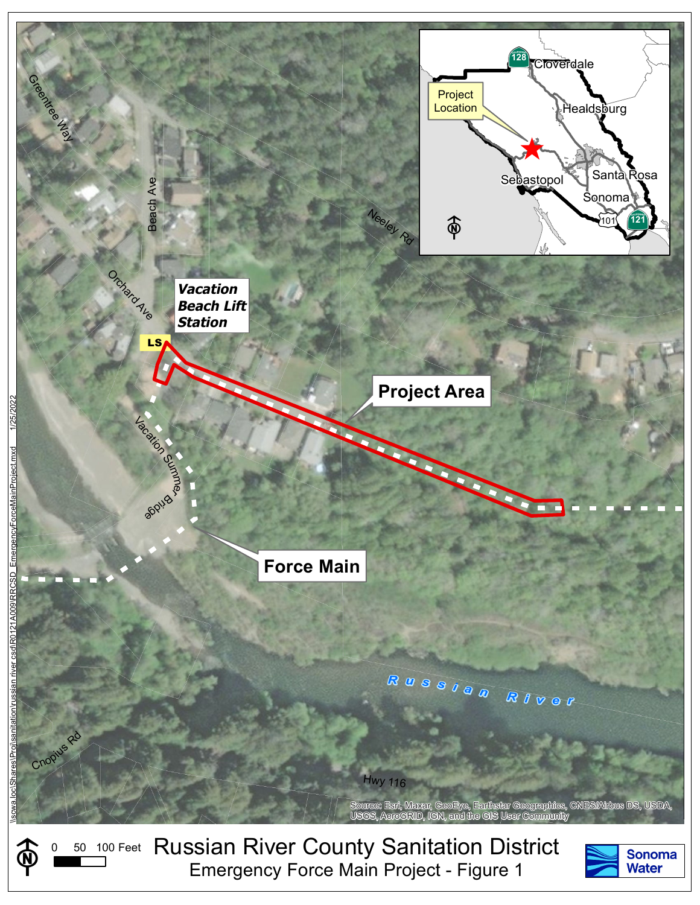Vacation Beach Lift Station

LS

Project Area

Force Main

Greentree Way

Beach Ave

Orchard Ave

Neeley Rd

Vacation Summer Bridge

Russian River

Cnopius Rd

Hwy 116

Project Location

Cloverdale

Healdsburg

Sebastopol

Santa Rosa

Sonoma

128

101

121

Source: Esri, Maxar, GeoEye, Earthstar Geographics, CNES/Airbus DS, USDA, USGS, AeroGRID, IGN, and the GIS User Community

\\scwa.loc\Shares\Proj\sanitation\russian river csd\R0121A009\RRCSD_EmergencyForceMainProject.mxd 1/25/2022

0 50 100 Feet

# Russian River County Sanitation District

## Emergency Force Main Project - Figure 1

Sonoma Water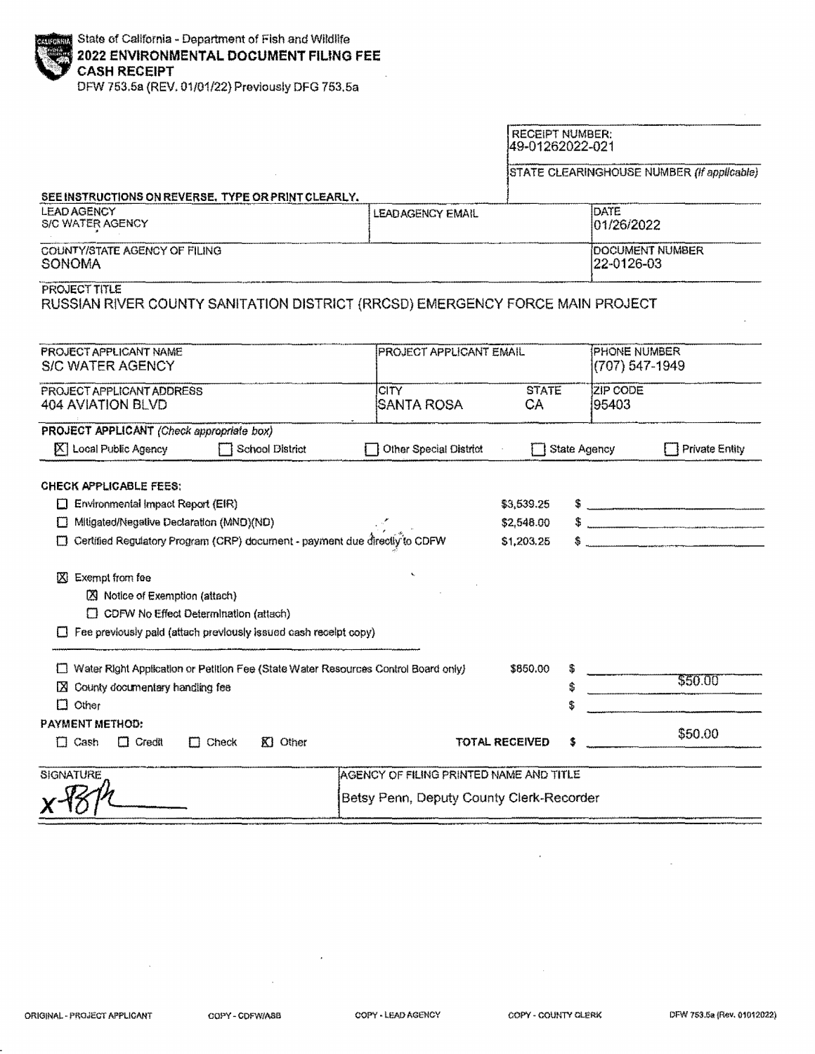State of California - Department of Fish and Wildlife
**2022 ENVIRONMENTAL DOCUMENT FILING FEE**
**CASH RECEIPT**
DFW 753.5a (REV. 01/01/22) Previously DFG 753.5a

RECEIPT NUMBER:
49-01262022-021

STATE CLEARINGHOUSE NUMBER *(If applicable)*

**SEE INSTRUCTIONS ON REVERSE. TYPE OR PRINT CLEARLY.**

| LEAD AGENCY | LEAD AGENCY EMAIL | DATE |
|---|---|---|
| S/C WATER AGENCY | | 01/26/2022 |

| COUNTY/STATE AGENCY OF FILING | DOCUMENT NUMBER |
|---|---|
| SONOMA | 22-0126-03 |

PROJECT TITLE
RUSSIAN RIVER COUNTY SANITATION DISTRICT (RRCSD) EMERGENCY FORCE MAIN PROJECT

| PROJECT APPLICANT NAME | PROJECT APPLICANT EMAIL | | PHONE NUMBER |
|---|---|---|---|
| S/C WATER AGENCY | | | (707) 547-1949 |
| **PROJECT APPLICANT ADDRESS** | **CITY** | **STATE** | **ZIP CODE** |
| 404 AVIATION BLVD | SANTA ROSA | CA | 95403 |

**PROJECT APPLICANT** *(Check appropriate box)*

☒ Local Public Agency ☐ School District ☐ Other Special District ☐ State Agency ☐ Private Entity

**CHECK APPLICABLE FEES:**

| | | |
|---|---|---|
| ☐ Environmental Impact Report (EIR) | $3,539.25 | $ |
| ☐ Mitigated/Negative Declaration (MND)(ND) | $2,548.00 | $ |
| ☐ Certified Regulatory Program (CRP) document - payment due directly to CDFW | $1,203.25 | $ |

☒ Exempt from fee
- ☒ Notice of Exemption (attach)
- ☐ CDFW No Effect Determination (attach)

☐ Fee previously paid (attach previously issued cash receipt copy)

| | | |
|---|---|---|
| ☐ Water Right Application or Petition Fee (State Water Resources Control Board only) | $850.00 | $ |
| ☒ County documentary handling fee | | $ $50.00 |
| ☐ Other | | $ |

**PAYMENT METHOD:**

☐ Cash ☐ Credit ☐ Check ☒ Other

**TOTAL RECEIVED** $ $50.00

| SIGNATURE | AGENCY OF FILING PRINTED NAME AND TITLE |
|---|---|
| x [signature] | Betsy Penn, Deputy County Clerk-Recorder |

ORIGINAL - PROJECT APPLICANT COPY - CDFW/ASB COPY - LEAD AGENCY COPY - COUNTY CLERK DFW 753.5a (Rev. 01012022)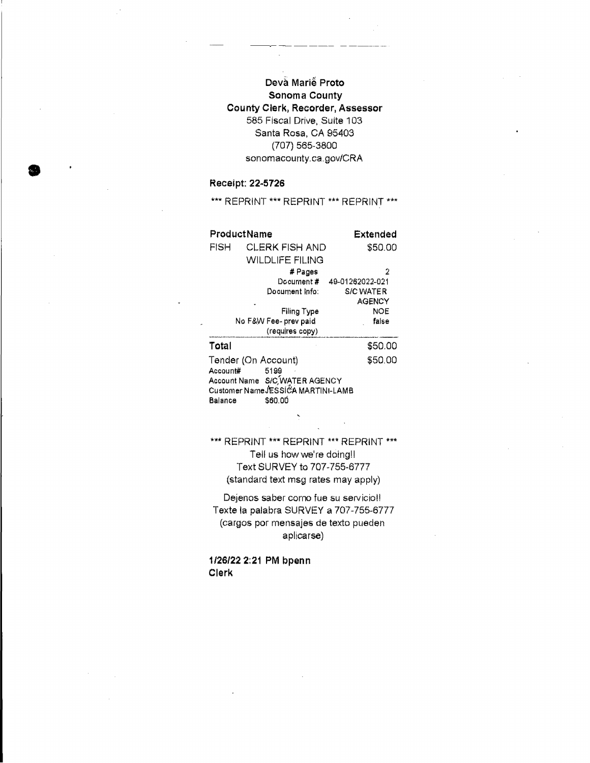**Devà Mariè Proto**
**Sonoma County**
**County Clerk, Recorder, Assessor**
585 Fiscal Drive, Suite 103
Santa Rosa, CA 95403
(707) 565-3800
sonomacounty.ca.gov/CRA

**Receipt: 22-5726**

*** REPRINT *** REPRINT *** REPRINT ***

| ProductName | | Extended |
|---|---|---|
| FISH | CLERK FISH AND WILDLIFE FILING | $50.00 |
| | # Pages | 2 |
| | Document # | 49-01262022-021 |
| | Document Info: | S/C WATER AGENCY |
| | Filing Type | NOE |
| | No F&W Fee- prev paid (requires copy) | false |
| **Total** | | $50.00 |
| Tender (On Account) | | $50.00 |

Account# 5199
Account Name S/C WATER AGENCY
Customer Name JESSICA MARTINI-LAMB
Balance $60.00

*** REPRINT *** REPRINT *** REPRINT ***

Tell us how we're doing!!
Text SURVEY to 707-755-6777
(standard text msg rates may apply)

Dejenos saber como fue su servicio!!
Texte la palabra SURVEY a 707-755-6777
(cargos por mensajes de texto pueden aplicarse)

**1/26/22 2:21 PM bpenn**
**Clerk**